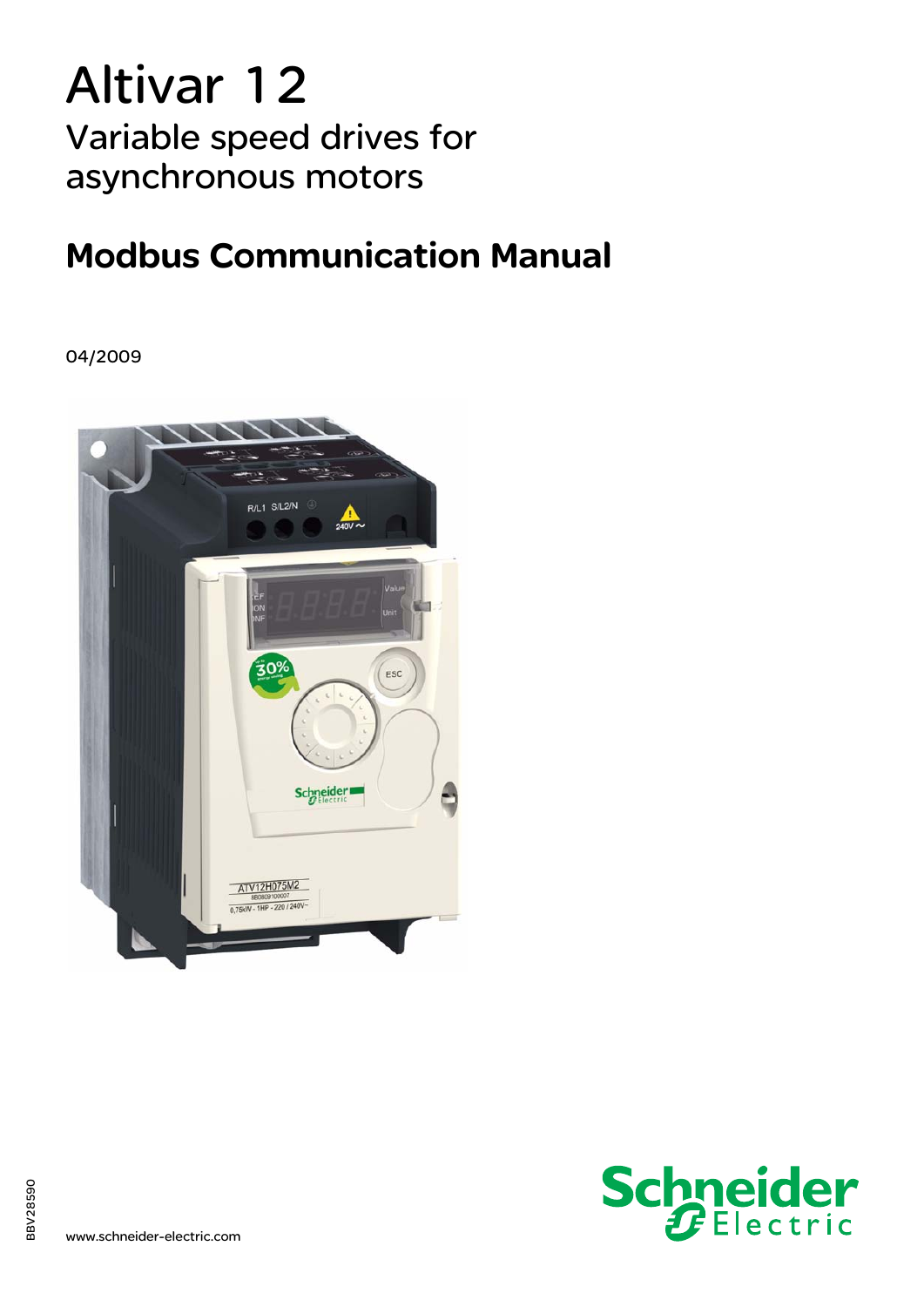# Altivar 12

## Variable speed drives for asynchronous motors

## Modbus Communication Manual

04/2009

BBV28590

www.schneider-electric.com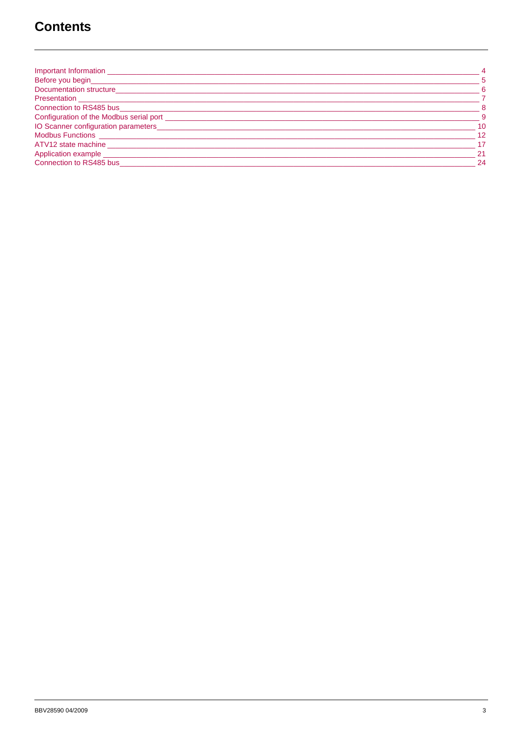# Contents

| | |
|---|---|
| Important Information | 4 |
| Before you begin | 5 |
| Documentation structure | 6 |
| Presentation | 7 |
| Connection to RS485 bus | 8 |
| Configuration of the Modbus serial port | 9 |
| IO Scanner configuration parameters | 10 |
| Modbus Functions | 12 |
| ATV12 state machine | 17 |
| Application example | 21 |
| Connection to RS485 bus | 24 |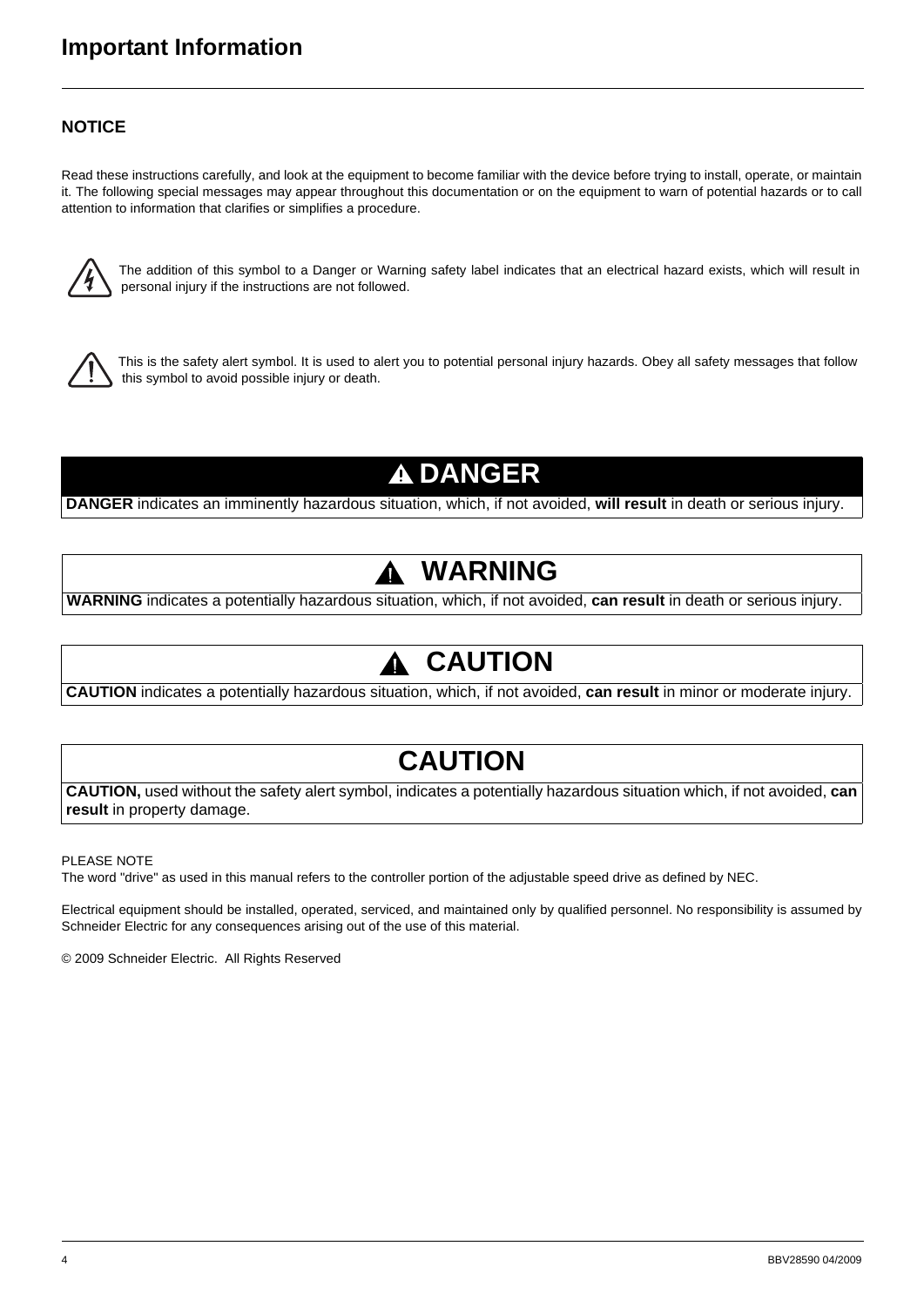# Important Information

**NOTICE**

Read these instructions carefully, and look at the equipment to become familiar with the device before trying to install, operate, or maintain it. The following special messages may appear throughout this documentation or on the equipment to warn of potential hazards or to call attention to information that clarifies or simplifies a procedure.

The addition of this symbol to a Danger or Warning safety label indicates that an electrical hazard exists, which will result in personal injury if the instructions are not followed.

This is the safety alert symbol. It is used to alert you to potential personal injury hazards. Obey all safety messages that follow this symbol to avoid possible injury or death.

| ⚠ DANGER |
| --- |
| **DANGER** indicates an imminently hazardous situation, which, if not avoided, **will result** in death or serious injury. |

| ⚠ WARNING |
| --- |
| **WARNING** indicates a potentially hazardous situation, which, if not avoided, **can result** in death or serious injury. |

| ⚠ CAUTION |
| --- |
| **CAUTION** indicates a potentially hazardous situation, which, if not avoided, **can result** in minor or moderate injury. |

| CAUTION |
| --- |
| **CAUTION,** used without the safety alert symbol, indicates a potentially hazardous situation which, if not avoided, **can result** in property damage. |

PLEASE NOTE
The word "drive" as used in this manual refers to the controller portion of the adjustable speed drive as defined by NEC.

Electrical equipment should be installed, operated, serviced, and maintained only by qualified personnel. No responsibility is assumed by Schneider Electric for any consequences arising out of the use of this material.

© 2009 Schneider Electric. All Rights Reserved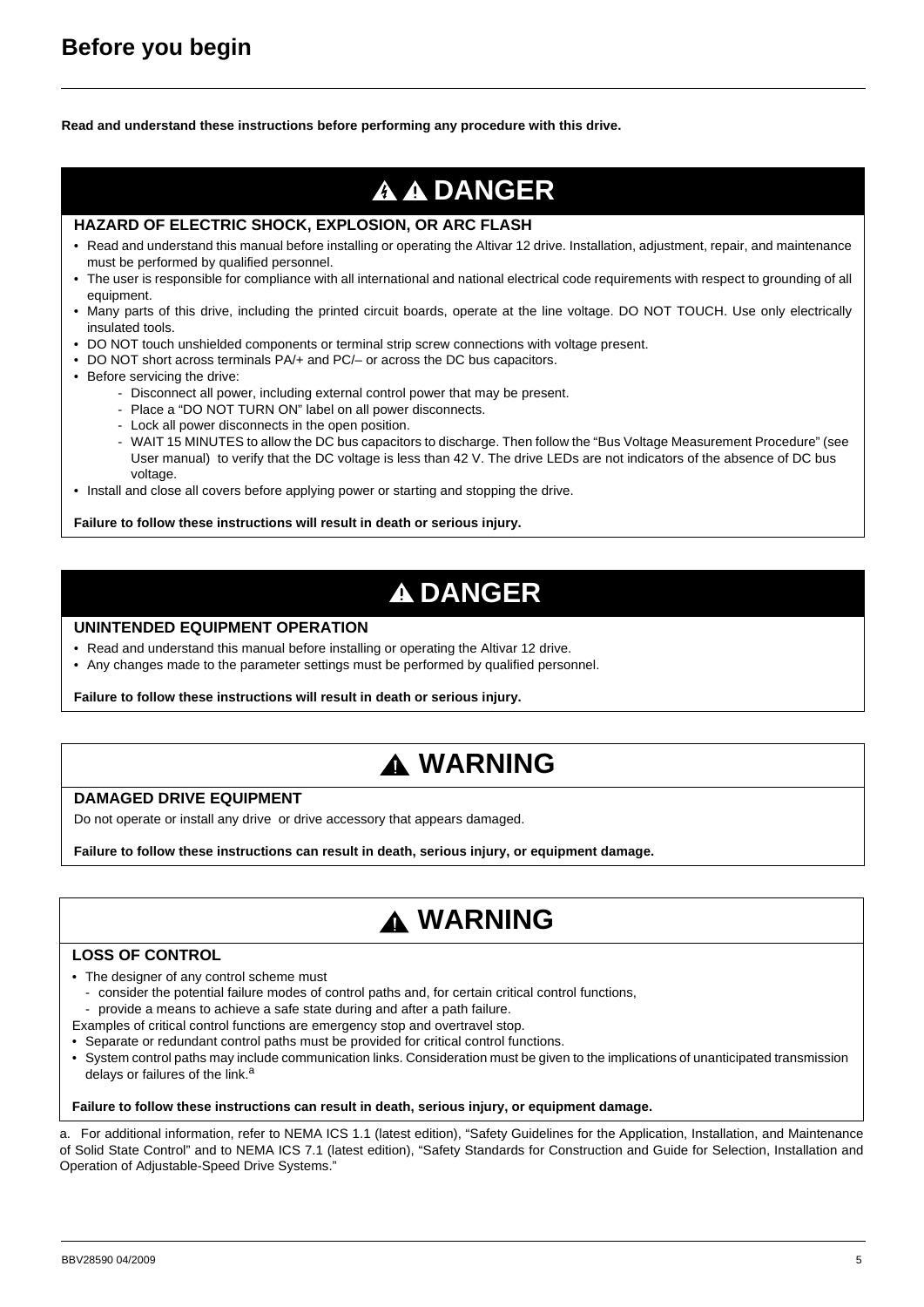# Before you begin

**Read and understand these instructions before performing any procedure with this drive.**

## ⚠ ⚠ DANGER

**HAZARD OF ELECTRIC SHOCK, EXPLOSION, OR ARC FLASH**

- Read and understand this manual before installing or operating the Altivar 12 drive. Installation, adjustment, repair, and maintenance must be performed by qualified personnel.
- The user is responsible for compliance with all international and national electrical code requirements with respect to grounding of all equipment.
- Many parts of this drive, including the printed circuit boards, operate at the line voltage. DO NOT TOUCH. Use only electrically insulated tools.
- DO NOT touch unshielded components or terminal strip screw connections with voltage present.
- DO NOT short across terminals PA/+ and PC/– or across the DC bus capacitors.
- Before servicing the drive:
  - Disconnect all power, including external control power that may be present.
  - Place a "DO NOT TURN ON" label on all power disconnects.
  - Lock all power disconnects in the open position.
  - WAIT 15 MINUTES to allow the DC bus capacitors to discharge. Then follow the "Bus Voltage Measurement Procedure" (see User manual) to verify that the DC voltage is less than 42 V. The drive LEDs are not indicators of the absence of DC bus voltage.
- Install and close all covers before applying power or starting and stopping the drive.

**Failure to follow these instructions will result in death or serious injury.**

## ⚠ DANGER

**UNINTENDED EQUIPMENT OPERATION**

- Read and understand this manual before installing or operating the Altivar 12 drive.
- Any changes made to the parameter settings must be performed by qualified personnel.

**Failure to follow these instructions will result in death or serious injury.**

## ⚠ WARNING

**DAMAGED DRIVE EQUIPMENT**

Do not operate or install any drive or drive accessory that appears damaged.

**Failure to follow these instructions can result in death, serious injury, or equipment damage.**

## ⚠ WARNING

**LOSS OF CONTROL**

- The designer of any control scheme must
  - consider the potential failure modes of control paths and, for certain critical control functions,
  - provide a means to achieve a safe state during and after a path failure.

Examples of critical control functions are emergency stop and overtravel stop.

- Separate or redundant control paths must be provided for critical control functions.
- System control paths may include communication links. Consideration must be given to the implications of unanticipated transmission delays or failures of the link.[a]

**Failure to follow these instructions can result in death, serious injury, or equipment damage.**

a. For additional information, refer to NEMA ICS 1.1 (latest edition), "Safety Guidelines for the Application, Installation, and Maintenance of Solid State Control" and to NEMA ICS 7.1 (latest edition), "Safety Standards for Construction and Guide for Selection, Installation and Operation of Adjustable-Speed Drive Systems."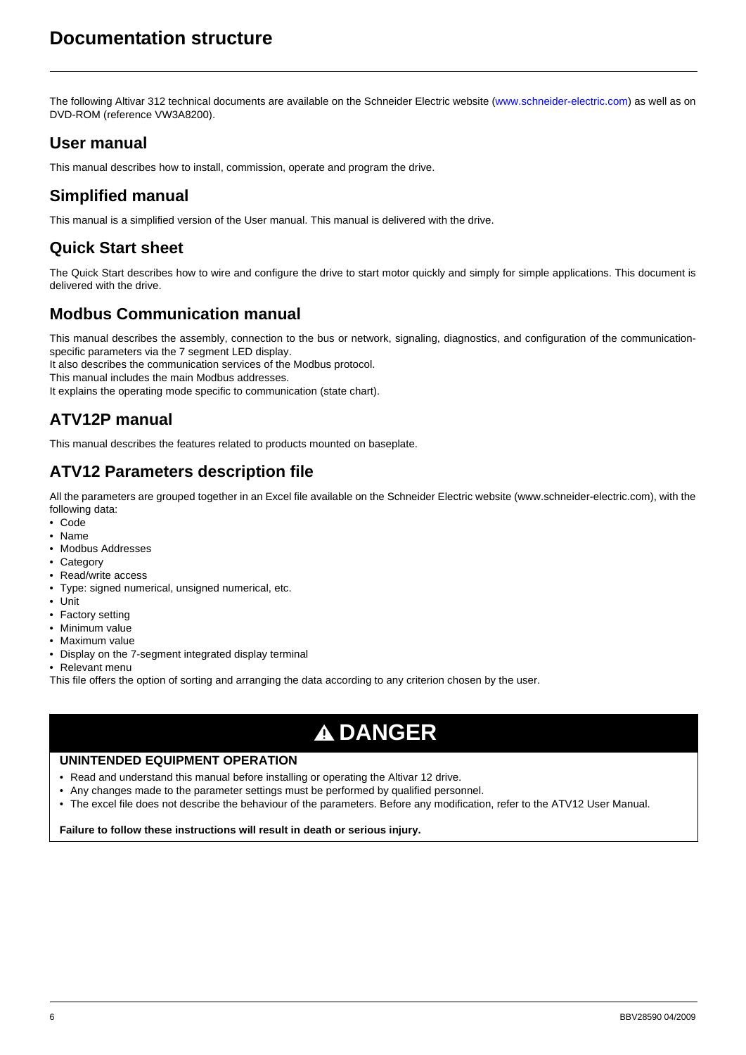# Documentation structure

The following Altivar 312 technical documents are available on the Schneider Electric website (www.schneider-electric.com) as well as on DVD-ROM (reference VW3A8200).

## User manual

This manual describes how to install, commission, operate and program the drive.

## Simplified manual

This manual is a simplified version of the User manual. This manual is delivered with the drive.

## Quick Start sheet

The Quick Start describes how to wire and configure the drive to start motor quickly and simply for simple applications. This document is delivered with the drive.

## Modbus Communication manual

This manual describes the assembly, connection to the bus or network, signaling, diagnostics, and configuration of the communication-specific parameters via the 7 segment LED display.
It also describes the communication services of the Modbus protocol.
This manual includes the main Modbus addresses.
It explains the operating mode specific to communication (state chart).

## ATV12P manual

This manual describes the features related to products mounted on baseplate.

## ATV12 Parameters description file

All the parameters are grouped together in an Excel file available on the Schneider Electric website (www.schneider-electric.com), with the following data:

- Code
- Name
- Modbus Addresses
- Category
- Read/write access
- Type: signed numerical, unsigned numerical, etc.
- Unit
- Factory setting
- Minimum value
- Maximum value
- Display on the 7-segment integrated display terminal
- Relevant menu

This file offers the option of sorting and arranging the data according to any criterion chosen by the user.

**⚠ DANGER**

**UNINTENDED EQUIPMENT OPERATION**

- Read and understand this manual before installing or operating the Altivar 12 drive.
- Any changes made to the parameter settings must be performed by qualified personnel.
- The excel file does not describe the behaviour of the parameters. Before any modification, refer to the ATV12 User Manual.

**Failure to follow these instructions will result in death or serious injury.**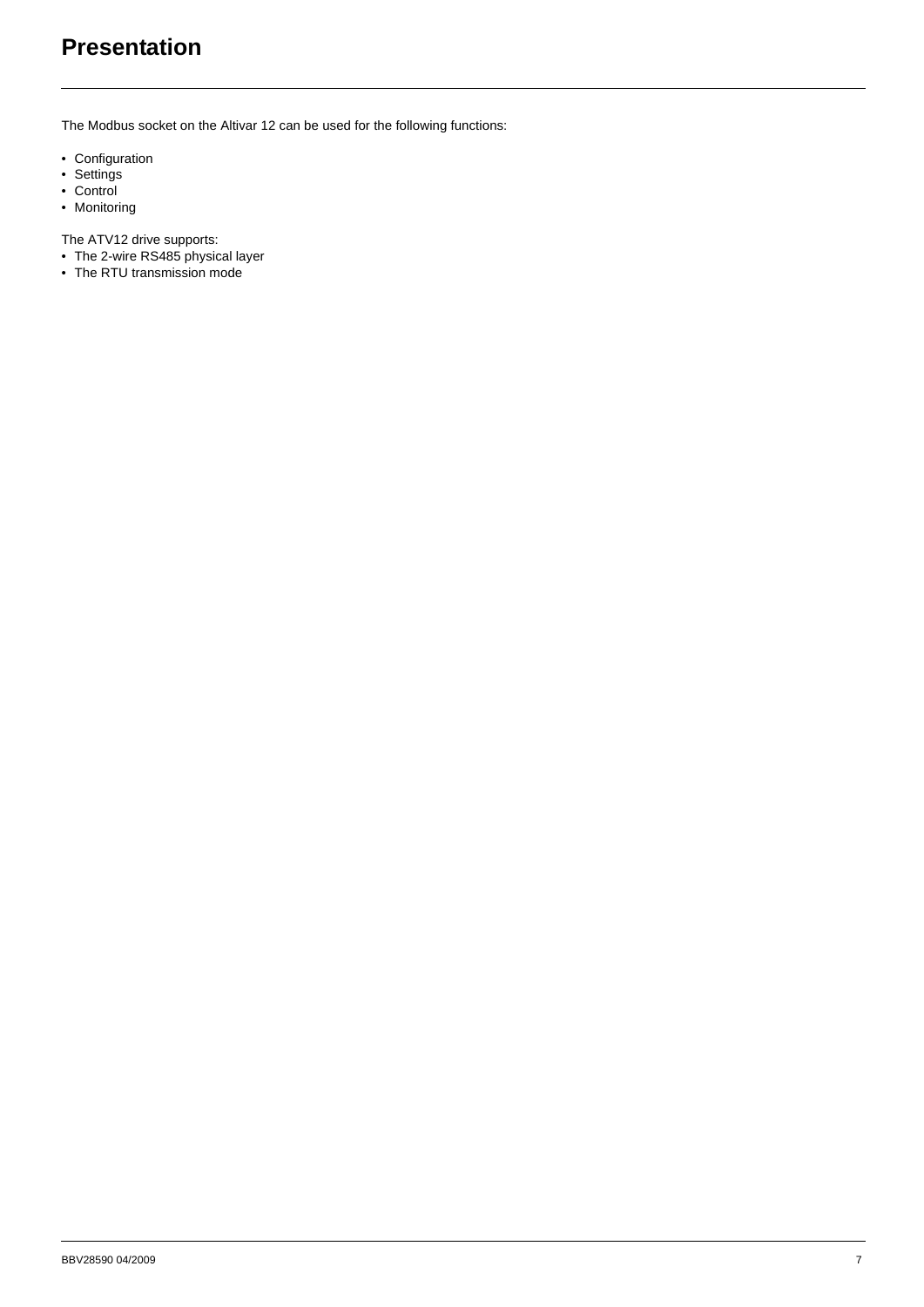# Presentation

The Modbus socket on the Altivar 12 can be used for the following functions:

- Configuration
- Settings
- Control
- Monitoring

The ATV12 drive supports:

- The 2-wire RS485 physical layer
- The RTU transmission mode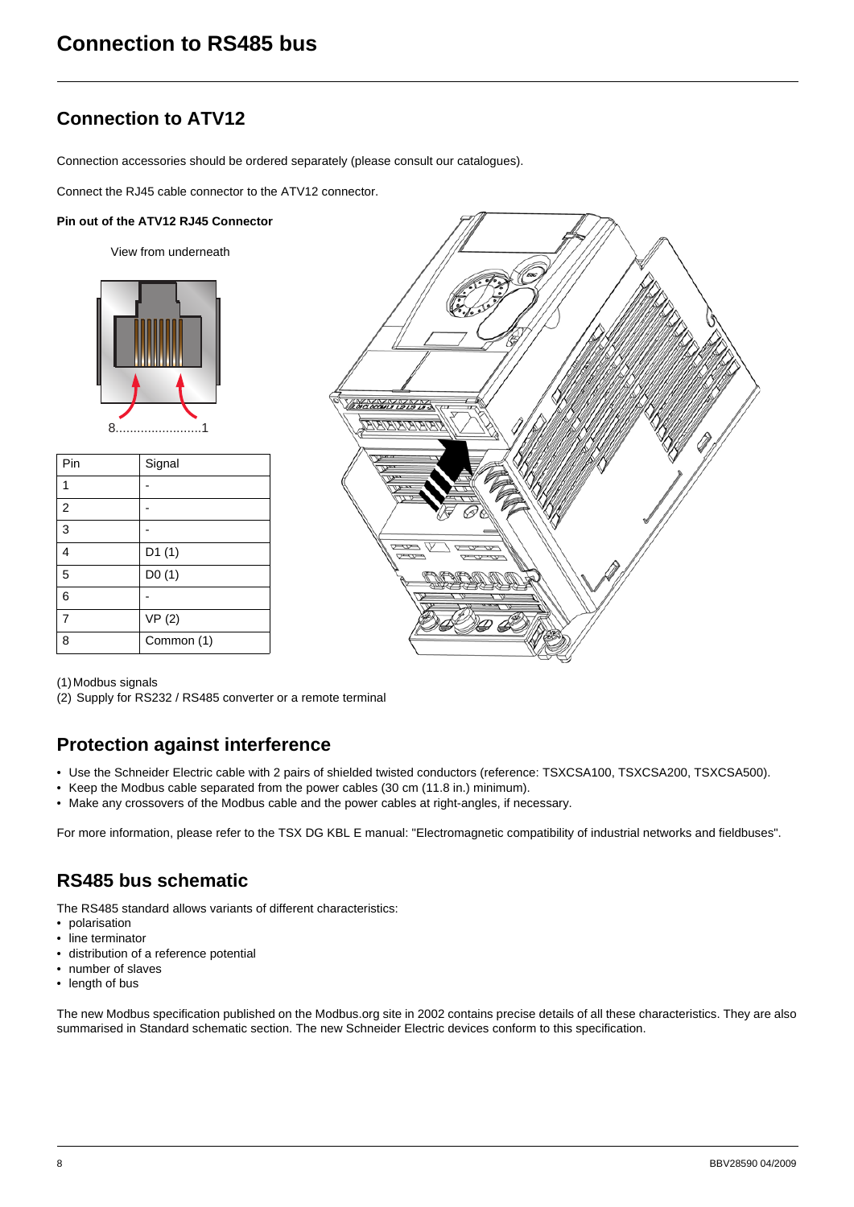# Connection to RS485 bus

## Connection to ATV12

Connection accessories should be ordered separately (please consult our catalogues).

Connect the RJ45 cable connector to the ATV12 connector.

**Pin out of the ATV12 RJ45 Connector**

View from underneath

8........................1

| Pin | Signal |
| --- | --- |
| 1 | - |
| 2 | - |
| 3 | - |
| 4 | D1 (1) |
| 5 | D0 (1) |
| 6 | - |
| 7 | VP (2) |
| 8 | Common (1) |

(1) Modbus signals
(2) Supply for RS232 / RS485 converter or a remote terminal

## Protection against interference

- Use the Schneider Electric cable with 2 pairs of shielded twisted conductors (reference: TSXCSA100, TSXCSA200, TSXCSA500).
- Keep the Modbus cable separated from the power cables (30 cm (11.8 in.) minimum).
- Make any crossovers of the Modbus cable and the power cables at right-angles, if necessary.

For more information, please refer to the TSX DG KBL E manual: "Electromagnetic compatibility of industrial networks and fieldbuses".

## RS485 bus schematic

The RS485 standard allows variants of different characteristics:
- polarisation
- line terminator
- distribution of a reference potential
- number of slaves
- length of bus

The new Modbus specification published on the Modbus.org site in 2002 contains precise details of all these characteristics. They are also summarised in Standard schematic section. The new Schneider Electric devices conform to this specification.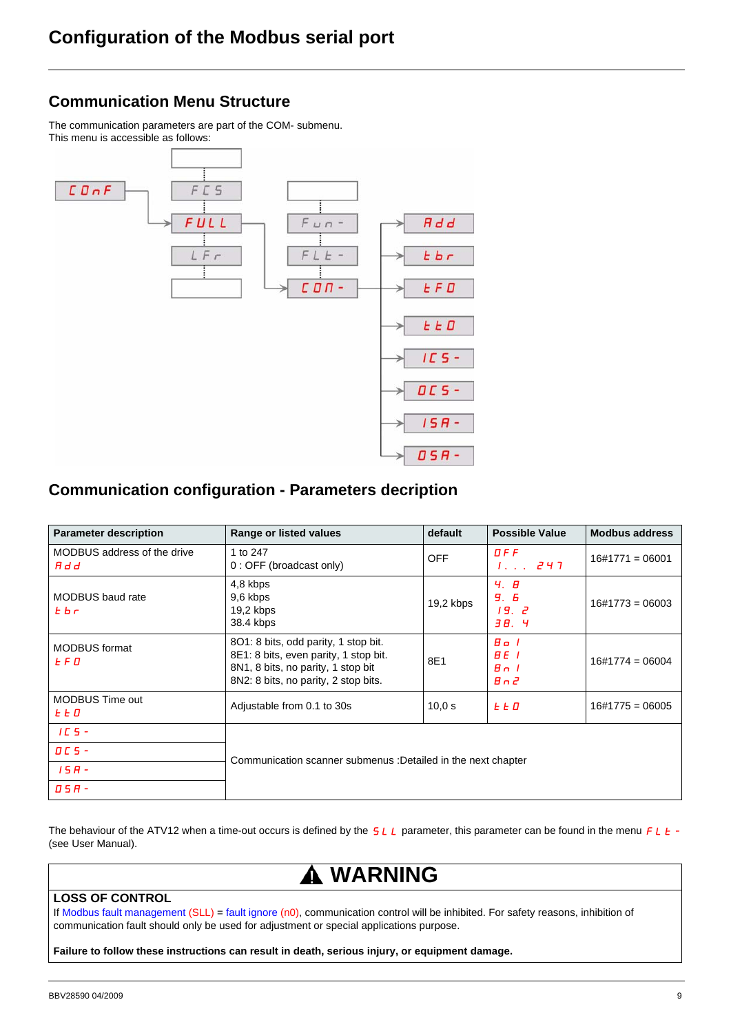# Configuration of the Modbus serial port

## Communication Menu Structure

The communication parameters are part of the COM- submenu.
This menu is accessible as follows:

CONF → FULL → COM- → Add, tbr, tFO, ttO, ICS-, OCS-, ISA-, OSA-

(FCS, FULL, LFr) (Fun-, FLt-, COM-)

## Communication configuration - Parameters decription

| Parameter description | Range or listed values | default | Possible Value | Modbus address |
|---|---|---|---|---|
| MODBUS address of the drive<br>Add | 1 to 247<br>0 : OFF (broadcast only) | OFF | OFF<br>1. . . 247 | 16#1771 = 06001 |
| MODBUS baud rate<br>tbr | 4,8 kbps<br>9,6 kbps<br>19,2 kbps<br>38.4 kbps | 19,2 kbps | 4. 8<br>9. 6<br>19. 2<br>38. 4 | 16#1773 = 06003 |
| MODBUS format<br>tFO | 8O1: 8 bits, odd parity, 1 stop bit.<br>8E1: 8 bits, even parity, 1 stop bit.<br>8N1, 8 bits, no parity, 1 stop bit<br>8N2: 8 bits, no parity, 2 stop bits. | 8E1 | 8o1<br>8E1<br>8n1<br>8n2 | 16#1774 = 06004 |
| MODBUS Time out<br>ttO | Adjustable from 0.1 to 30s | 10,0 s | ttO | 16#1775 = 06005 |
| ICS- | Communication scanner submenus :Detailed in the next chapter | | | |
| OCS- | | | | |
| ISA- | | | | |
| OSA- | | | | |

The behaviour of the ATV12 when a time-out occurs is defined by the SLL parameter, this parameter can be found in the menu FLt - (see User Manual).

**⚠ WARNING**

**LOSS OF CONTROL**

If Modbus fault management (SLL) = fault ignore (n0), communication control will be inhibited. For safety reasons, inhibition of communication fault should only be used for adjustment or special applications purpose.

**Failure to follow these instructions can result in death, serious injury, or equipment damage.**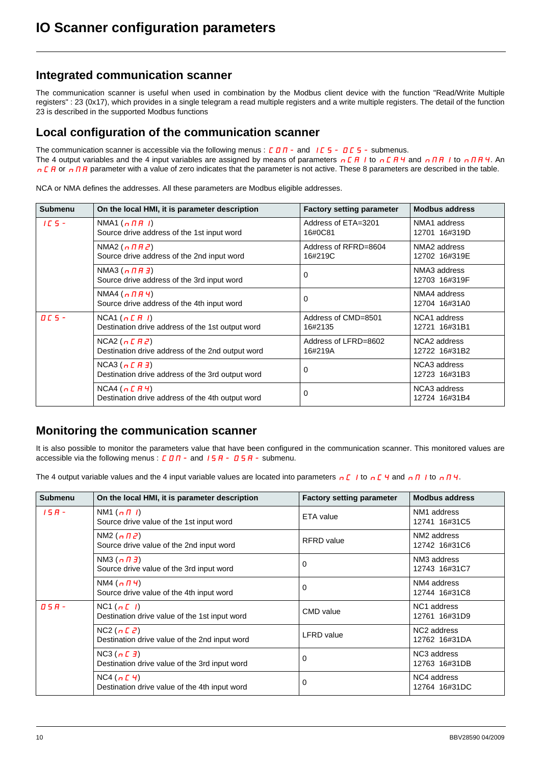# IO Scanner configuration parameters

## Integrated communication scanner

The communication scanner is useful when used in combination by the Modbus client device with the function "Read/Write Multiple registers" : 23 (0x17), which provides in a single telegram a read multiple registers and a write multiple registers. The detail of the function 23 is described in the supported Modbus functions

## Local configuration of the communication scanner

The communication scanner is accessible via the following menus : COM- and ICS- OCS- submenus.
The 4 output variables and the 4 input variables are assigned by means of parameters nCA1 to nCA4 and nMA1 to nMA4. An nCA or nMA parameter with a value of zero indicates that the parameter is not active. These 8 parameters are described in the table.

NCA or NMA defines the addresses. All these parameters are Modbus eligible addresses.

| Submenu | On the local HMI, it is parameter description | Factory setting parameter | Modbus address |
|---|---|---|---|
| ICS- | NMA1 (nMA1)<br>Source drive address of the 1st input word | Address of ETA=3201<br>16#0C81 | NMA1 address<br>12701 16#319D |
| | NMA2 (nMA2)<br>Source drive address of the 2nd input word | Address of RFRD=8604<br>16#219C | NMA2 address<br>12702 16#319E |
| | NMA3 (nMA3)<br>Source drive address of the 3rd input word | 0 | NMA3 address<br>12703 16#319F |
| | NMA4 (nMA4)<br>Source drive address of the 4th input word | 0 | NMA4 address<br>12704 16#31A0 |
| OCS- | NCA1 (nCA1)<br>Destination drive address of the 1st output word | Address of CMD=8501<br>16#2135 | NCA1 address<br>12721 16#31B1 |
| | NCA2 (nCA2)<br>Destination drive address of the 2nd output word | Address of LFRD=8602<br>16#219A | NCA2 address<br>12722 16#31B2 |
| | NCA3 (nCA3)<br>Destination drive address of the 3rd output word | 0 | NCA3 address<br>12723 16#31B3 |
| | NCA4 (nCA4)<br>Destination drive address of the 4th output word | 0 | NCA3 address<br>12724 16#31B4 |

## Monitoring the communication scanner

It is also possible to monitor the parameters value that have been configured in the communication scanner. This monitored values are accessible via the following menus : COM- and ISA- OSA- submenu.

The 4 output variable values and the 4 input variable values are located into parameters nC1 to nC4 and nM1 to nM4.

| Submenu | On the local HMI, it is parameter description | Factory setting parameter | Modbus address |
|---|---|---|---|
| ISA- | NM1 (nM1)<br>Source drive value of the 1st input word | ETA value | NM1 address<br>12741 16#31C5 |
| | NM2 (nM2)<br>Source drive value of the 2nd input word | RFRD value | NM2 address<br>12742 16#31C6 |
| | NM3 (nM3)<br>Source drive value of the 3rd input word | 0 | NM3 address<br>12743 16#31C7 |
| | NM4 (nM4)<br>Source drive value of the 4th input word | 0 | NM4 address<br>12744 16#31C8 |
| OSA- | NC1 (nC1)<br>Destination drive value of the 1st input word | CMD value | NC1 address<br>12761 16#31D9 |
| | NC2 (nC2)<br>Destination drive value of the 2nd input word | LFRD value | NC2 address<br>12762 16#31DA |
| | NC3 (nC3)<br>Destination drive value of the 3rd input word | 0 | NC3 address<br>12763 16#31DB |
| | NC4 (nC4)<br>Destination drive value of the 4th input word | 0 | NC4 address<br>12764 16#31DC |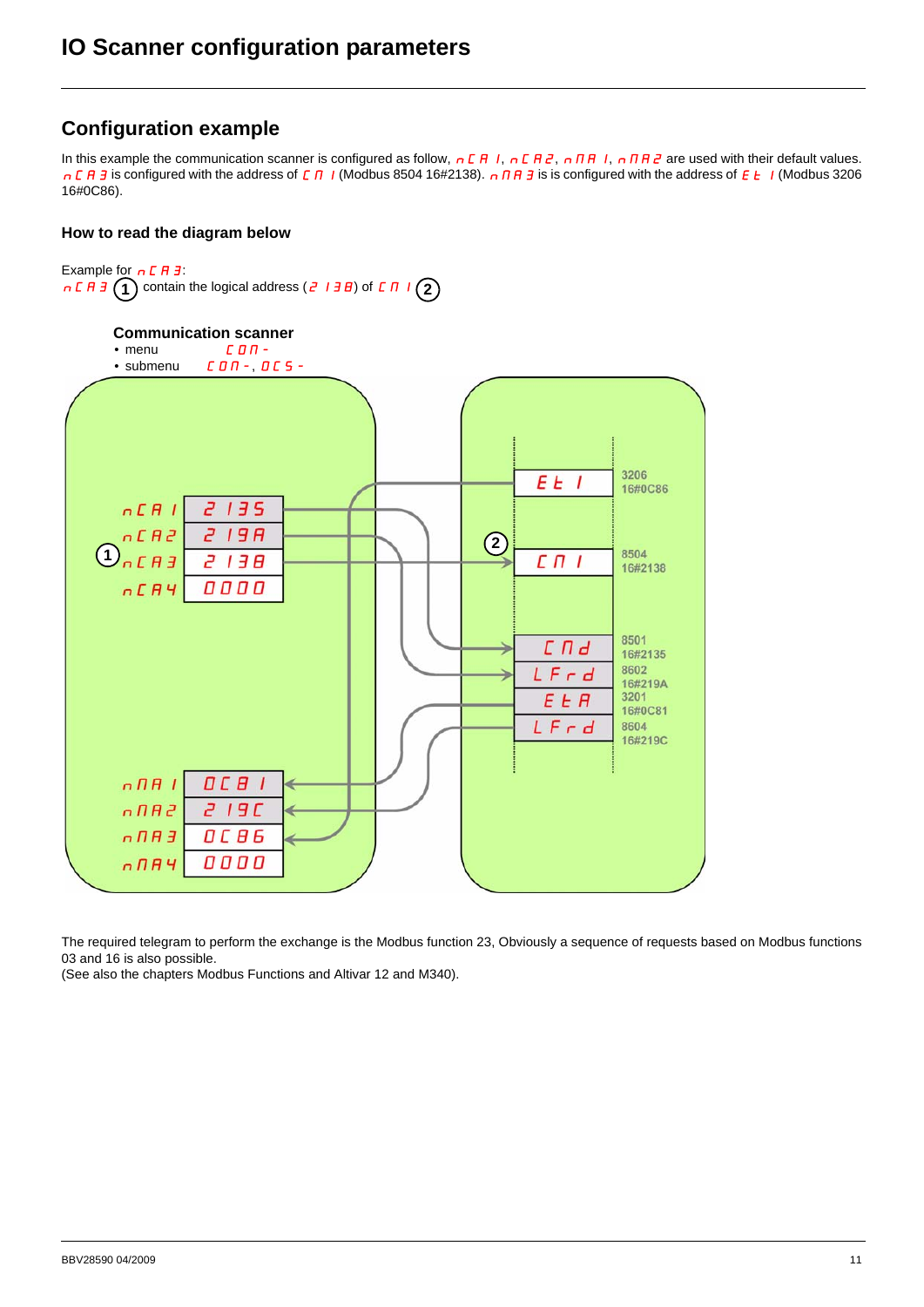# IO Scanner configuration parameters

## Configuration example

In this example the communication scanner is configured as follow, nCA1, nCA2, nMA1, nMA2 are used with their default values. nCA3 is configured with the address of CMI (Modbus 8504 16#2138). nMA3 is is configured with the address of ETI (Modbus 3206 16#0C86).

### How to read the diagram below

Example for nCA3:
nCA3 (1) contain the logical address (2138) of CMI (2)

**Communication scanner**

- menu CON-
- submenu CON-, OCS-

| Parameter | Value |
| --- | --- |
| nCA1 | 2135 |
| nCA2 | 219A |
| nCA3 (1) | 2138 |
| nCA4 | 0000 |
| nMA1 | 0C81 |
| nMA2 | 219C |
| nMA3 | 0C86 |
| nMA4 | 0000 |

| Parameter | Modbus address |
| --- | --- |
| ETI | 3206 16#0C86 |
| CMI (2) | 8504 16#2138 |
| CMd | 8501 16#2135 |
| LFrd | 8602 16#219A |
| ETA | 3201 16#0C81 |
| LFrd | 8604 16#219C |

The required telegram to perform the exchange is the Modbus function 23, Obviously a sequence of requests based on Modbus functions 03 and 16 is also possible.
(See also the chapters Modbus Functions and Altivar 12 and M340).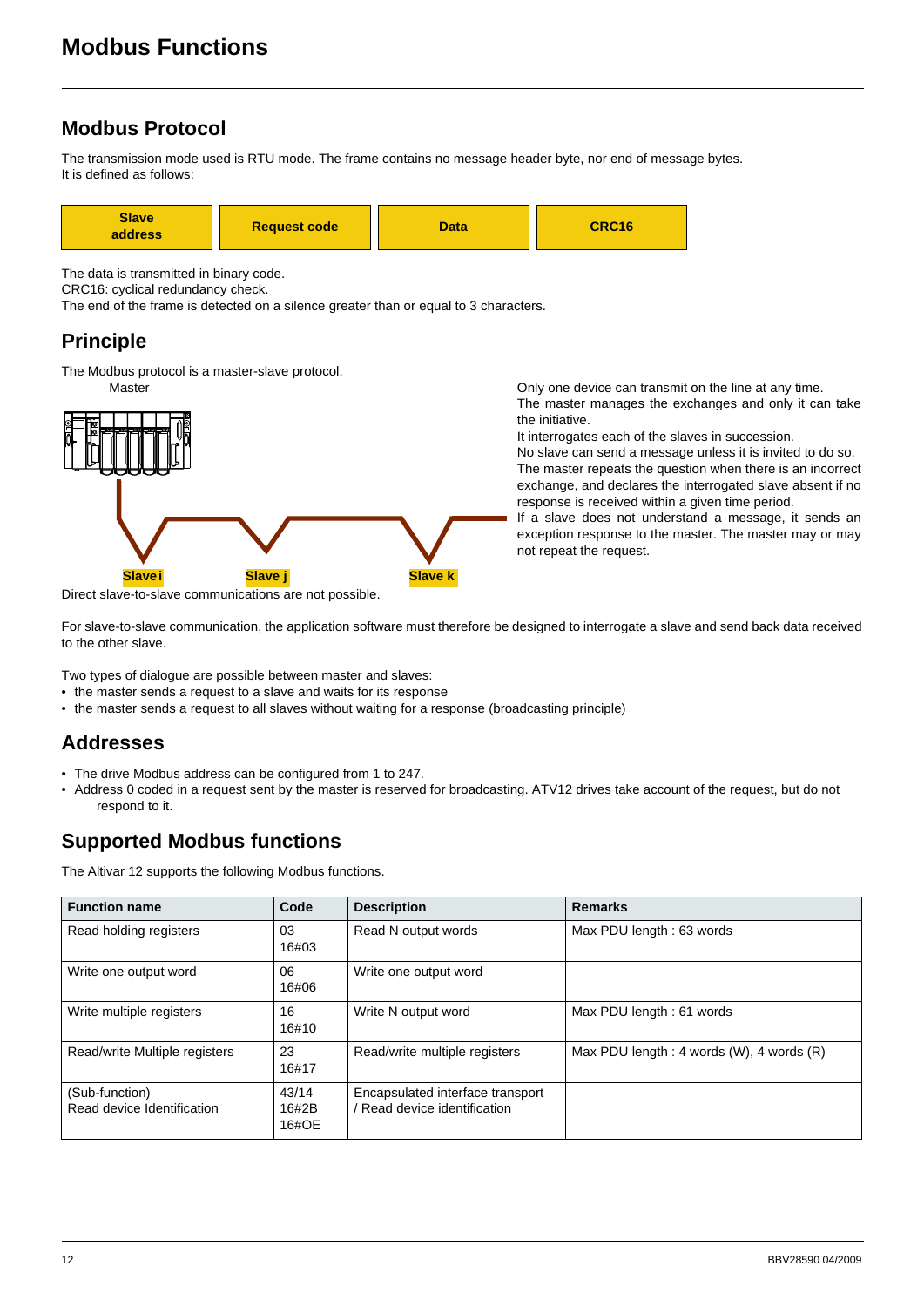// Modbus Functions

## Modbus Protocol

The transmission mode used is RTU mode. The frame contains no message header byte, nor end of message bytes.
It is defined as follows:

| Slave address | Request code | Data | CRC16 |
|---|---|---|---|

The data is transmitted in binary code.
CRC16: cyclical redundancy check.
The end of the frame is detected on a silence greater than or equal to 3 characters.

## Principle

The Modbus protocol is a master-slave protocol.

Master

Slave i   Slave j   Slave k

Only one device can transmit on the line at any time.
The master manages the exchanges and only it can take the initiative.
It interrogates each of the slaves in succession.
No slave can send a message unless it is invited to do so.
The master repeats the question when there is an incorrect exchange, and declares the interrogated slave absent if no response is received within a given time period.
If a slave does not understand a message, it sends an exception response to the master. The master may or may not repeat the request.

Direct slave-to-slave communications are not possible.

For slave-to-slave communication, the application software must therefore be designed to interrogate a slave and send back data received to the other slave.

Two types of dialogue are possible between master and slaves:
- the master sends a request to a slave and waits for its response
- the master sends a request to all slaves without waiting for a response (broadcasting principle)

## Addresses

- The drive Modbus address can be configured from 1 to 247.
- Address 0 coded in a request sent by the master is reserved for broadcasting. ATV12 drives take account of the request, but do not respond to it.

## Supported Modbus functions

The Altivar 12 supports the following Modbus functions.

| Function name | Code | Description | Remarks |
|---|---|---|---|
| Read holding registers | 03<br>16#03 | Read N output words | Max PDU length : 63 words |
| Write one output word | 06<br>16#06 | Write one output word | |
| Write multiple registers | 16<br>16#10 | Write N output word | Max PDU length : 61 words |
| Read/write Multiple registers | 23<br>16#17 | Read/write multiple registers | Max PDU length : 4 words (W), 4 words (R) |
| (Sub-function)<br>Read device Identification | 43/14<br>16#2B<br>16#OE | Encapsulated interface transport / Read device identification | |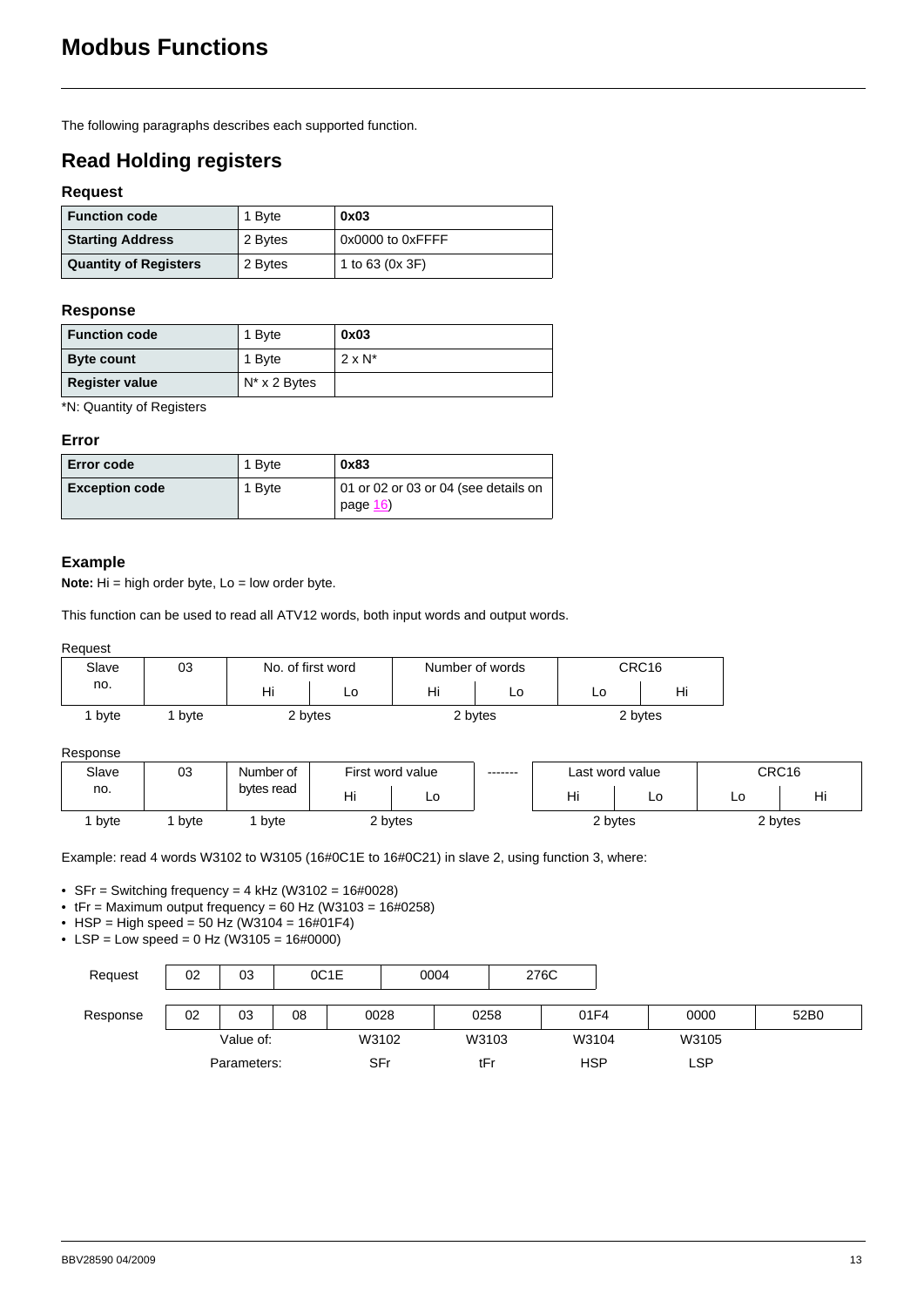# Modbus Functions

The following paragraphs describes each supported function.

## Read Holding registers

### Request

| **Function code** | 1 Byte | **0x03** |
|---|---|---|
| **Starting Address** | 2 Bytes | 0x0000 to 0xFFFF |
| **Quantity of Registers** | 2 Bytes | 1 to 63 (0x 3F) |

### Response

| **Function code** | 1 Byte | **0x03** |
|---|---|---|
| **Byte count** | 1 Byte | 2 x N* |
| **Register value** | N* x 2 Bytes | |

*N: Quantity of Registers

### Error

| **Error code** | 1 Byte | **0x83** |
|---|---|---|
| **Exception code** | 1 Byte | 01 or 02 or 03 or 04 (see details on page 16) |

### Example

**Note:** Hi = high order byte, Lo = low order byte.

This function can be used to read all ATV12 words, both input words and output words.

Request

| Slave no. | 03 | No. of first word | | Number of words | | CRC16 | |
|---|---|---|---|---|---|---|---|
| | | Hi | Lo | Hi | Lo | Lo | Hi |
| 1 byte | 1 byte | 2 bytes | | 2 bytes | | 2 bytes | |

Response

| Slave no. | 03 | Number of bytes read | First word value | | ------- | Last word value | | CRC16 | |
|---|---|---|---|---|---|---|---|---|---|
| | | | Hi | Lo | | Hi | Lo | Lo | Hi |
| 1 byte | 1 byte | 1 byte | 2 bytes | | | 2 bytes | | 2 bytes | |

Example: read 4 words W3102 to W3105 (16#0C1E to 16#0C21) in slave 2, using function 3, where:

- SFr = Switching frequency = 4 kHz (W3102 = 16#0028)
- tFr = Maximum output frequency = 60 Hz (W3103 = 16#0258)
- HSP = High speed = 50 Hz (W3104 = 16#01F4)
- LSP = Low speed = 0 Hz (W3105 = 16#0000)

| Request | 02 | 03 | 0C1E | | 0004 | 276C | | |
|---|---|---|---|---|---|---|---|---|
| Response | 02 | 03 | 08 | 0028 | 0258 | 01F4 | 0000 | 52B0 |
| | Value of: | | | W3102 | W3103 | W3104 | W3105 | |
| | Parameters: | | | SFr | tFr | HSP | LSP | |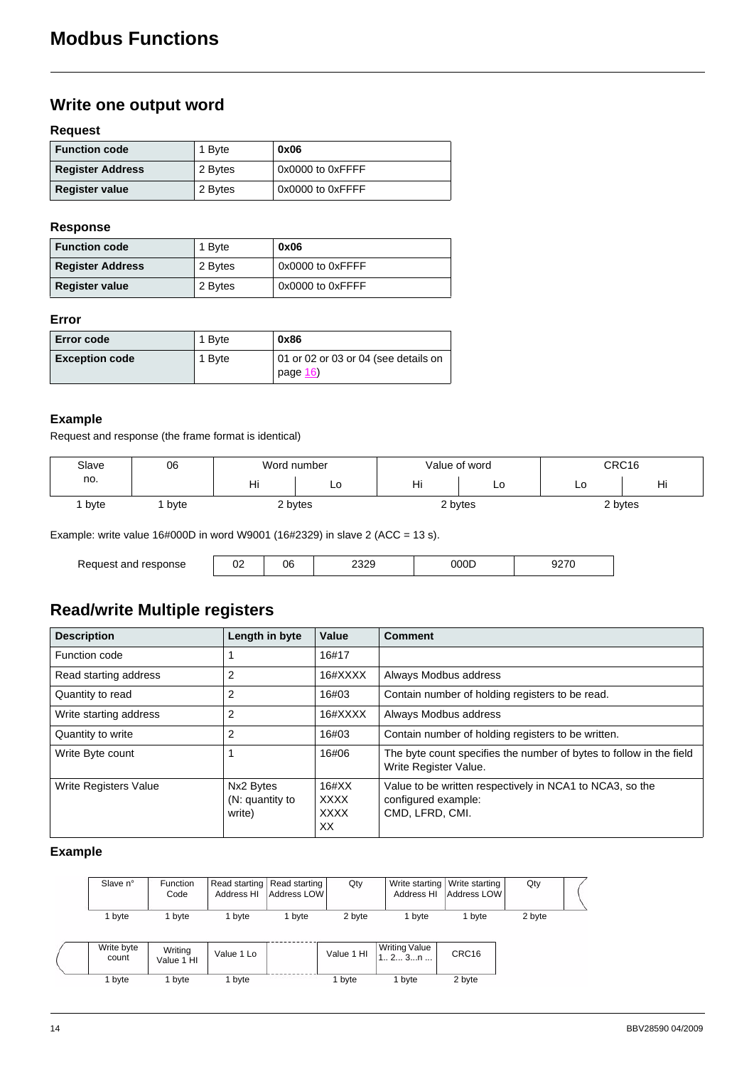# Modbus Functions

## Write one output word

### Request

| Function code | 1 Byte | 0x06 |
|---|---|---|
| Register Address | 2 Bytes | 0x0000 to 0xFFFF |
| Register value | 2 Bytes | 0x0000 to 0xFFFF |

### Response

| Function code | 1 Byte | 0x06 |
|---|---|---|
| Register Address | 2 Bytes | 0x0000 to 0xFFFF |
| Register value | 2 Bytes | 0x0000 to 0xFFFF |

### Error

| Error code | 1 Byte | 0x86 |
|---|---|---|
| Exception code | 1 Byte | 01 or 02 or 03 or 04 (see details on page 16) |

### Example

Request and response (the frame format is identical)

| Slave no. | 06 | Word number | | Value of word | | CRC16 | |
|---|---|---|---|---|---|---|---|
| | | Hi | Lo | Hi | Lo | Lo | Hi |
| 1 byte | 1 byte | 2 bytes | | 2 bytes | | 2 bytes | |

Example: write value 16#000D in word W9001 (16#2329) in slave 2 (ACC = 13 s).

| Request and response | 02 | 06 | 2329 | 000D | 9270 |
|---|---|---|---|---|---|

## Read/write Multiple registers

| Description | Length in byte | Value | Comment |
|---|---|---|---|
| Function code | 1 | 16#17 | |
| Read starting address | 2 | 16#XXXX | Always Modbus address |
| Quantity to read | 2 | 16#03 | Contain number of holding registers to be read. |
| Write starting address | 2 | 16#XXXX | Always Modbus address |
| Quantity to write | 2 | 16#03 | Contain number of holding registers to be written. |
| Write Byte count | 1 | 16#06 | The byte count specifies the number of bytes to follow in the field Write Register Value. |
| Write Registers Value | Nx2 Bytes (N: quantity to write) | 16#XX XXXX XXXX XX | Value to be written respectively in NCA1 to NCA3, so the configured example: CMD, LFRD, CMI. |

### Example

| Slave n° | Function Code | Read starting Address HI | Read starting Address LOW | Qty | Write starting Address HI | Write starting Address LOW | Qty |
|---|---|---|---|---|---|---|---|
| 1 byte | 1 byte | 1 byte | 1 byte | 2 byte | 1 byte | 1 byte | 2 byte |

| Write byte count | Writing Value 1 HI | Value 1 Lo | | Value 1 HI | Writing Value 1.. 2... 3...n ... | CRC16 |
|---|---|---|---|---|---|---|
| 1 byte | 1 byte | 1 byte | | 1 byte | 1 byte | 2 byte |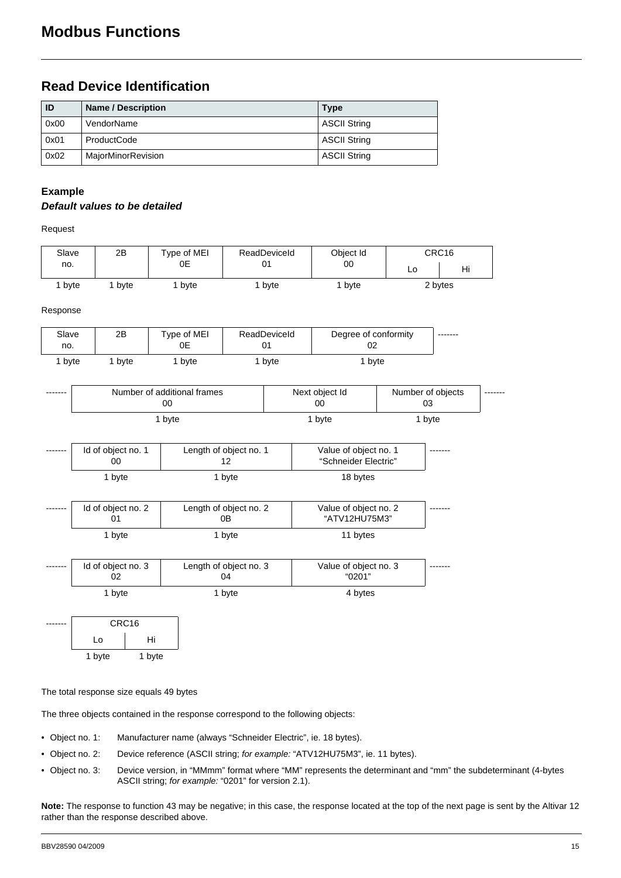# Modbus Functions

## Read Device Identification

| ID | Name / Description | Type |
|---|---|---|
| 0x00 | VendorName | ASCII String |
| 0x01 | ProductCode | ASCII String |
| 0x02 | MajorMinorRevision | ASCII String |

### Example

***Default values to be detailed***

Request

| Slave no. | 2B | Type of MEI 0E | ReadDeviceId 01 | Object Id 00 | CRC16 Lo | CRC16 Hi |
|---|---|---|---|---|---|---|
| 1 byte | 1 byte | 1 byte | 1 byte | 1 byte | 2 bytes | |

Response

| Slave no. | 2B | Type of MEI 0E | ReadDeviceId 01 | Degree of conformity 02 | ------- |
|---|---|---|---|---|---|
| 1 byte | 1 byte | 1 byte | 1 byte | 1 byte | |

| ------- | Number of additional frames 00 | Next object Id 00 | Number of objects 03 | ------- |
|---|---|---|---|---|
| | 1 byte | 1 byte | 1 byte | |

| ------- | Id of object no. 1 00 | Length of object no. 1 12 | Value of object no. 1 "Schneider Electric" | ------- |
|---|---|---|---|---|
| | 1 byte | 1 byte | 18 bytes | |

| ------- | Id of object no. 2 01 | Length of object no. 2 0B | Value of object no. 2 "ATV12HU75M3" | ------- |
|---|---|---|---|---|
| | 1 byte | 1 byte | 11 bytes | |

| ------- | Id of object no. 3 02 | Length of object no. 3 04 | Value of object no. 3 "0201" | ------- |
|---|---|---|---|---|
| | 1 byte | 1 byte | 4 bytes | |

| ------- | CRC16 Lo | CRC16 Hi |
|---|---|---|
| | 1 byte | 1 byte |

The total response size equals 49 bytes

The three objects contained in the response correspond to the following objects:

- Object no. 1: Manufacturer name (always "Schneider Electric", ie. 18 bytes).
- Object no. 2: Device reference (ASCII string; *for example:* "ATV12HU75M3", ie. 11 bytes).
- Object no. 3: Device version, in "MMmm" format where "MM" represents the determinant and "mm" the subdeterminant (4-bytes ASCII string; *for example:* "0201" for version 2.1).

**Note:** The response to function 43 may be negative; in this case, the response located at the top of the next page is sent by the Altivar 12 rather than the response described above.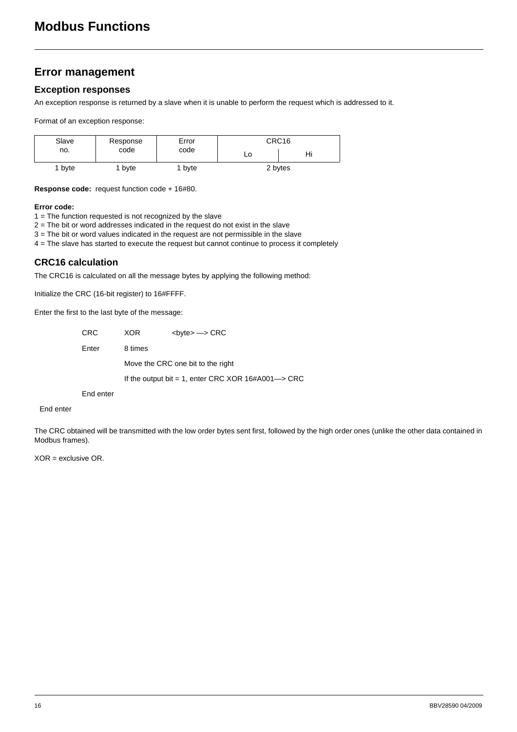# Modbus Functions

## Error management

### Exception responses

An exception response is returned by a slave when it is unable to perform the request which is addressed to it.

Format of an exception response:

| Slave no. | Response code | Error code | CRC16 | |
|---|---|---|---|---|
| | | | Lo | Hi |
| 1 byte | 1 byte | 1 byte | 2 bytes | |

**Response code:** request function code + 16#80.

**Error code:**
1 = The function requested is not recognized by the slave
2 = The bit or word addresses indicated in the request do not exist in the slave
3 = The bit or word values indicated in the request are not permissible in the slave
4 = The slave has started to execute the request but cannot continue to process it completely

### CRC16 calculation

The CRC16 is calculated on all the message bytes by applying the following method:

Initialize the CRC (16-bit register) to 16#FFFF.

Enter the first to the last byte of the message:

```
        CRC     XOR     <byte> —> CRC
        Enter   8 times
                Move the CRC one bit to the right
                If the output bit = 1, enter CRC XOR 16#A001—> CRC
        End enter
End enter
```

The CRC obtained will be transmitted with the low order bytes sent first, followed by the high order ones (unlike the other data contained in Modbus frames).

XOR = exclusive OR.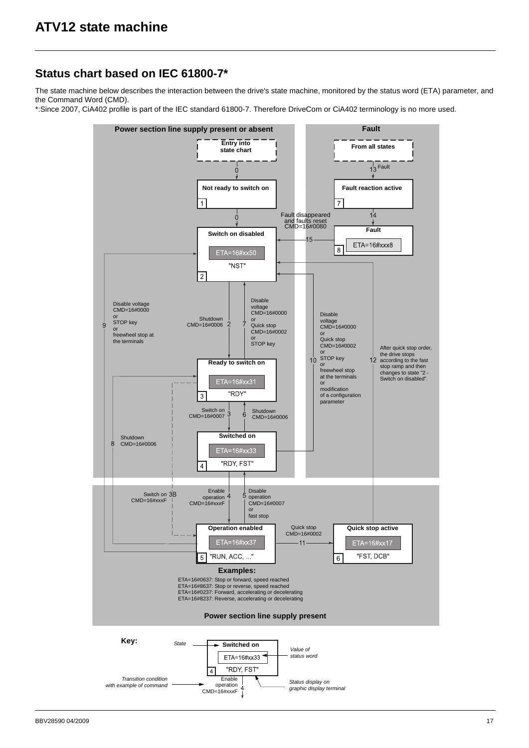# ATV12 state machine

## Status chart based on IEC 61800-7*

The state machine below describes the interaction between the drive's state machine, monitored by the status word (ETA) parameter, and the Command Word (CMD).

*:Since 2007, CiA402 profile is part of the IEC standard 61800-7. Therefore DriveCom or CiA402 terminology is no more used.

**Power section line supply present or absent**

**Fault**

**Entry into state chart**

0

**Not ready to switch on**

1

0

**Switch on disabled**

ETA=16#xx50

"NST"

2

**From all states**

13 Fault

**Fault reaction active**

7

14

**Fault**

ETA=16#xxx8

8

15 Fault disappeared and faults reset CMD=16#0080

9 Disable voltage CMD=16#0000 or STOP key or freewheel stop at the terminals

2 Shutdown CMD=16#0006

7 Disable voltage CMD=16#0000 or Quick stop CMD=16#0002 or STOP key

10 Disable voltage CMD=16#0000 or Quick stop CMD=16#0002 or STOP key or freewheel stop at the terminals or modification of a configuration parameter

12 After quick stop order, the drive stops according to the fast stop ramp and then changes to state "2 - Switch on disabled".

**Ready to switch on**

ETA=16#xx31

"RDY"

3

3 Switch on CMD=16#0007

6 Shutdown CMD=16#0006

8 Shutdown CMD=16#0006

**Switched on**

ETA=16#xx33

"RDY, FST"

4

3B Switch on CMD=16#xxxF

4 Enable operation CMD=16#xxxF

5 Disable operation CMD=16#0007 or fast stop

**Operation enabled**

ETA=16#xx37

"RUN, ACC, ..."

5

11 Quick stop CMD=16#0002

**Quick stop active**

ETA=16#xx17

"FST, DCB"

6

**Examples:**

ETA=16#0637: Stop or forward, speed reached
ETA=16#8637: Stop or reverse, speed reached
ETA=16#0237: Forward, accelerating or decelerating
ETA=16#8237: Reverse, accelerating or decelerating

**Power section line supply present**

**Key:**

*State* → **Switched on**

ETA=16#xx33 ← *Value of status word*

"RDY, FST" ← *Status display on graphic display terminal*

4

*Transition condition with example of command* → Enable operation CMD=16#xxxF 4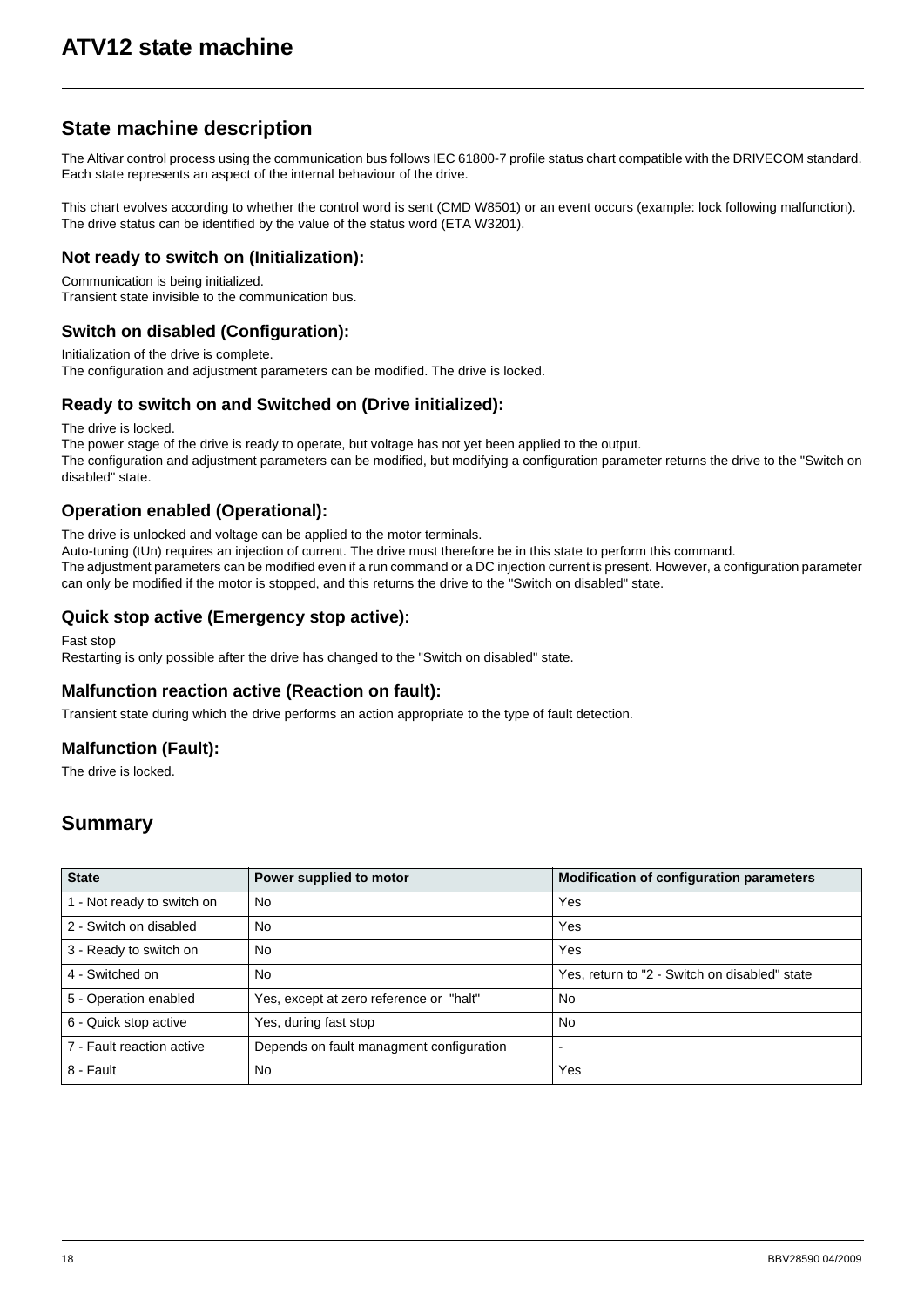# ATV12 state machine

## State machine description

The Altivar control process using the communication bus follows IEC 61800-7 profile status chart compatible with the DRIVECOM standard. Each state represents an aspect of the internal behaviour of the drive.

This chart evolves according to whether the control word is sent (CMD W8501) or an event occurs (example: lock following malfunction). The drive status can be identified by the value of the status word (ETA W3201).

### Not ready to switch on (Initialization):

Communication is being initialized.
Transient state invisible to the communication bus.

### Switch on disabled (Configuration):

Initialization of the drive is complete.
The configuration and adjustment parameters can be modified. The drive is locked.

### Ready to switch on and Switched on (Drive initialized):

The drive is locked.
The power stage of the drive is ready to operate, but voltage has not yet been applied to the output.
The configuration and adjustment parameters can be modified, but modifying a configuration parameter returns the drive to the "Switch on disabled" state.

### Operation enabled (Operational):

The drive is unlocked and voltage can be applied to the motor terminals.
Auto-tuning (tUn) requires an injection of current. The drive must therefore be in this state to perform this command.
The adjustment parameters can be modified even if a run command or a DC injection current is present. However, a configuration parameter can only be modified if the motor is stopped, and this returns the drive to the "Switch on disabled" state.

### Quick stop active (Emergency stop active):

Fast stop
Restarting is only possible after the drive has changed to the "Switch on disabled" state.

### Malfunction reaction active (Reaction on fault):

Transient state during which the drive performs an action appropriate to the type of fault detection.

### Malfunction (Fault):

The drive is locked.

## Summary

| State | Power supplied to motor | Modification of configuration parameters |
|---|---|---|
| 1 - Not ready to switch on | No | Yes |
| 2 - Switch on disabled | No | Yes |
| 3 - Ready to switch on | No | Yes |
| 4 - Switched on | No | Yes, return to "2 - Switch on disabled" state |
| 5 - Operation enabled | Yes, except at zero reference or "halt" | No |
| 6 - Quick stop active | Yes, during fast stop | No |
| 7 - Fault reaction active | Depends on fault managment configuration | - |
| 8 - Fault | No | Yes |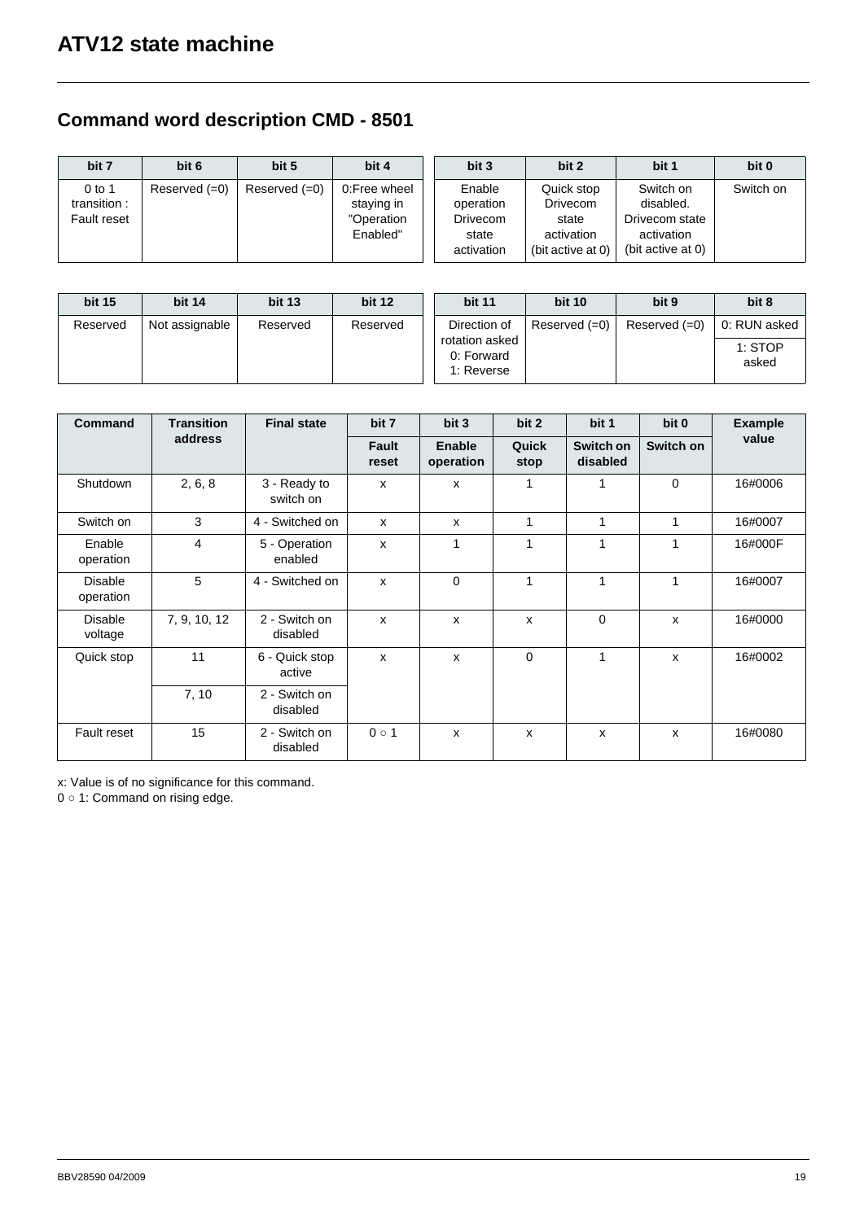# ATV12 state machine

## Command word description CMD - 8501

| bit 7 | bit 6 | bit 5 | bit 4 | bit 3 | bit 2 | bit 1 | bit 0 |
|---|---|---|---|---|---|---|---|
| 0 to 1 transition : Fault reset | Reserved (=0) | Reserved (=0) | 0:Free wheel staying in "Operation Enabled" | Enable operation Drivecom state activation | Quick stop Drivecom state activation (bit active at 0) | Switch on disabled. Drivecom state activation (bit active at 0) | Switch on |

| bit 15 | bit 14 | bit 13 | bit 12 | bit 11 | bit 10 | bit 9 | bit 8 |
|---|---|---|---|---|---|---|---|
| Reserved | Not assignable | Reserved | Reserved | Direction of rotation asked 0: Forward 1: Reverse | Reserved (=0) | Reserved (=0) | 0: RUN asked<br>1: STOP asked |

| Command | Transition address | Final state | bit 7 | bit 3 | bit 2 | bit 1 | bit 0 | Example value |
|---|---|---|---|---|---|---|---|---|
| | | | Fault reset | Enable operation | Quick stop | Switch on disabled | Switch on | |
| Shutdown | 2, 6, 8 | 3 - Ready to switch on | x | x | 1 | 1 | 0 | 16#0006 |
| Switch on | 3 | 4 - Switched on | x | x | 1 | 1 | 1 | 16#0007 |
| Enable operation | 4 | 5 - Operation enabled | x | 1 | 1 | 1 | 1 | 16#000F |
| Disable operation | 5 | 4 - Switched on | x | 0 | 1 | 1 | 1 | 16#0007 |
| Disable voltage | 7, 9, 10, 12 | 2 - Switch on disabled | x | x | x | 0 | x | 16#0000 |
| Quick stop | 11 | 6 - Quick stop active | x | x | 0 | 1 | x | 16#0002 |
| | 7, 10 | 2 - Switch on disabled | | | | | | |
| Fault reset | 15 | 2 - Switch on disabled | 0 ○ 1 | x | x | x | x | 16#0080 |

x: Value is of no significance for this command.
0 ○ 1: Command on rising edge.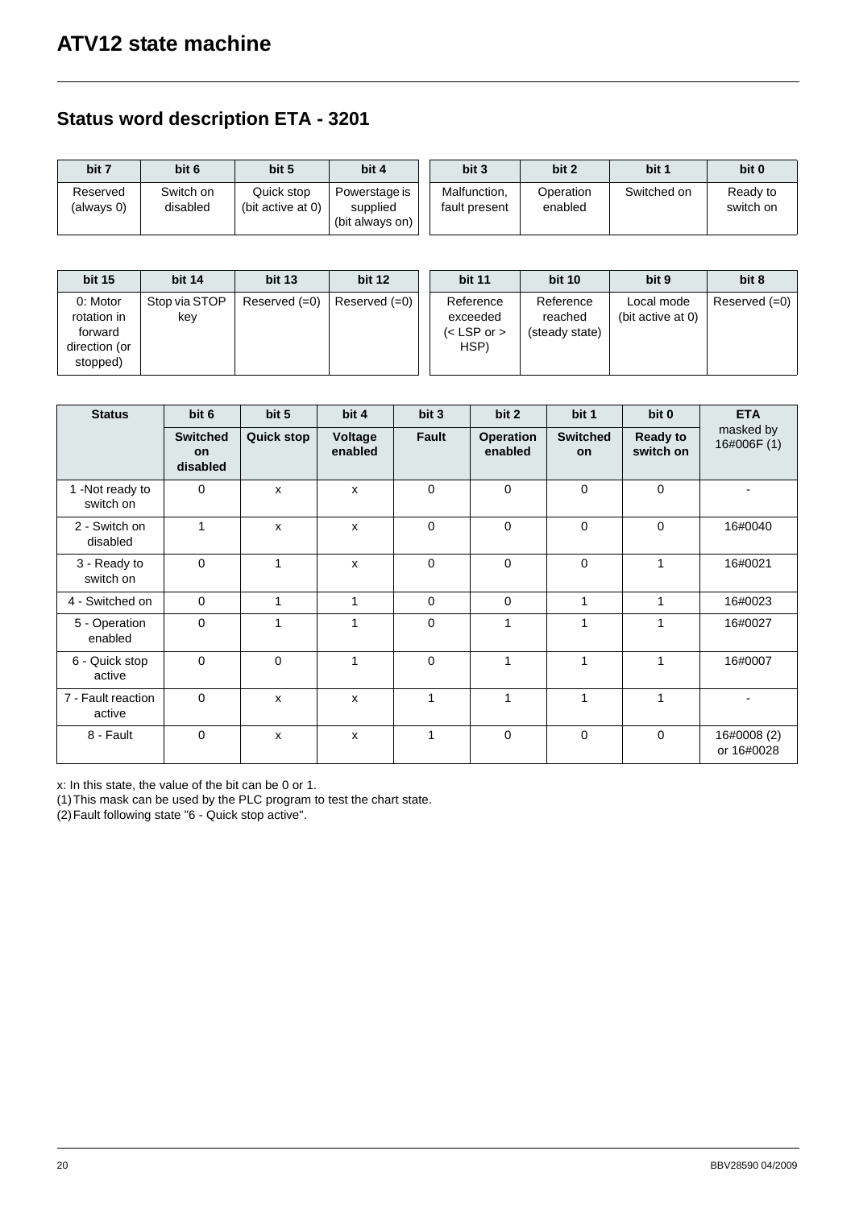# ATV12 state machine

## Status word description ETA - 3201

| bit 7 | bit 6 | bit 5 | bit 4 | bit 3 | bit 2 | bit 1 | bit 0 |
|---|---|---|---|---|---|---|---|
| Reserved (always 0) | Switch on disabled | Quick stop (bit active at 0) | Powerstage is supplied (bit always on) | Malfunction, fault present | Operation enabled | Switched on | Ready to switch on |

| bit 15 | bit 14 | bit 13 | bit 12 | bit 11 | bit 10 | bit 9 | bit 8 |
|---|---|---|---|---|---|---|---|
| 0: Motor rotation in forward direction (or stopped) | Stop via STOP key | Reserved (=0) | Reserved (=0) | Reference exceeded (< LSP or > HSP) | Reference reached (steady state) | Local mode (bit active at 0) | Reserved (=0) |

| Status | bit 6 | bit 5 | bit 4 | bit 3 | bit 2 | bit 1 | bit 0 | ETA |
|---|---|---|---|---|---|---|---|---|
| | **Switched on disabled** | **Quick stop** | **Voltage enabled** | **Fault** | **Operation enabled** | **Switched on** | **Ready to switch on** | masked by 16#006F (1) |
| 1 -Not ready to switch on | 0 | x | x | 0 | 0 | 0 | 0 | - |
| 2 - Switch on disabled | 1 | x | x | 0 | 0 | 0 | 0 | 16#0040 |
| 3 - Ready to switch on | 0 | 1 | x | 0 | 0 | 0 | 1 | 16#0021 |
| 4 - Switched on | 0 | 1 | 1 | 0 | 0 | 1 | 1 | 16#0023 |
| 5 - Operation enabled | 0 | 1 | 1 | 0 | 1 | 1 | 1 | 16#0027 |
| 6 - Quick stop active | 0 | 0 | 1 | 0 | 1 | 1 | 1 | 16#0007 |
| 7 - Fault reaction active | 0 | x | x | 1 | 1 | 1 | 1 | - |
| 8 - Fault | 0 | x | x | 1 | 0 | 0 | 0 | 16#0008 (2) or 16#0028 |

x: In this state, the value of the bit can be 0 or 1.

(1) This mask can be used by the PLC program to test the chart state.

(2) Fault following state "6 - Quick stop active".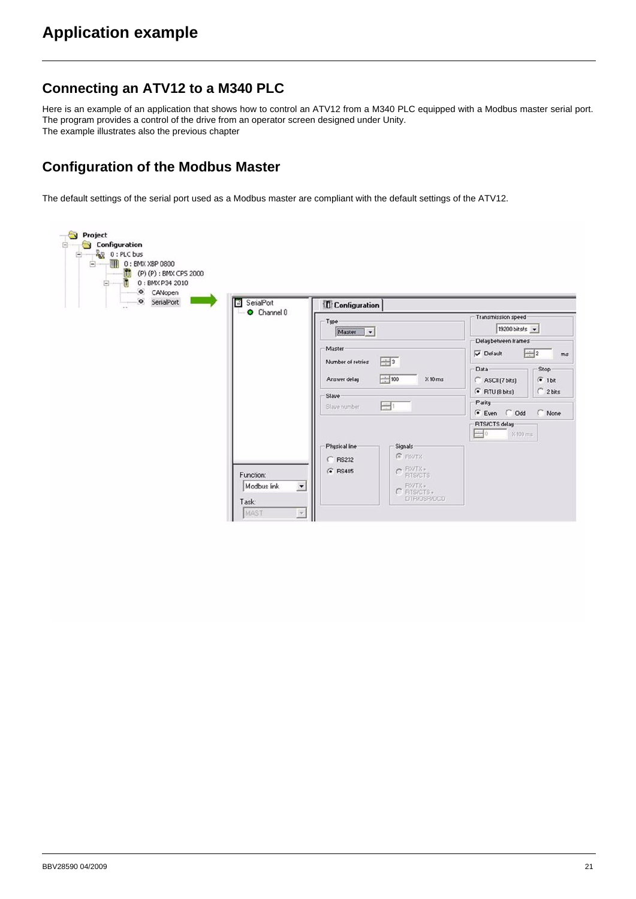# Application example

## Connecting an ATV12 to a M340 PLC

Here is an example of an application that shows how to control an ATV12 from a M340 PLC equipped with a Modbus master serial port.
The program provides a control of the drive from an operator screen designed under Unity.
The example illustrates also the previous chapter

## Configuration of the Modbus Master

The default settings of the serial port used as a Modbus master are compliant with the default settings of the ATV12.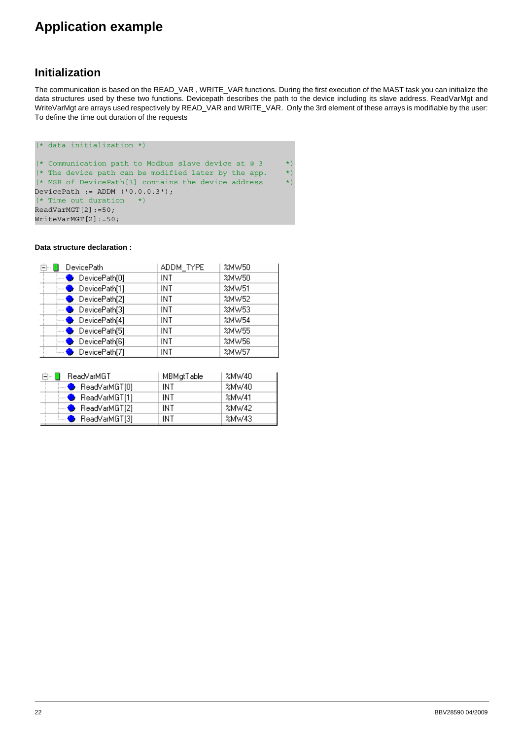# Application example

## Initialization

The communication is based on the READ_VAR , WRITE_VAR functions. During the first execution of the MAST task you can initialize the data structures used by these two functions. Devicepath describes the path to the device including its slave address. ReadVarMgt and WriteVarMgt are arrays used respectively by READ_VAR and WRITE_VAR. Only the 3rd element of these arrays is modifiable by the user: To define the time out duration of the requests

```
(* data initialization *)

(* Communication path to Modbus slave device at @ 3      *)
(* The device path can be modified later by the app.     *)
(* MSB of DevicePath[3] contains the device address      *)
DevicePath := ADDM ('0.0.0.3');
(* Time out duration   *)
ReadVarMGT[2]:=50;
WriteVarMGT[2]:=50;
```

**Data structure declaration :**

| DevicePath | ADDM_TYPE | %MW50 |
|---|---|---|
| DevicePath[0] | INT | %MW50 |
| DevicePath[1] | INT | %MW51 |
| DevicePath[2] | INT | %MW52 |
| DevicePath[3] | INT | %MW53 |
| DevicePath[4] | INT | %MW54 |
| DevicePath[5] | INT | %MW55 |
| DevicePath[6] | INT | %MW56 |
| DevicePath[7] | INT | %MW57 |

| ReadVarMGT | MBMgtTable | %MW40 |
|---|---|---|
| ReadVarMGT[0] | INT | %MW40 |
| ReadVarMGT[1] | INT | %MW41 |
| ReadVarMGT[2] | INT | %MW42 |
| ReadVarMGT[3] | INT | %MW43 |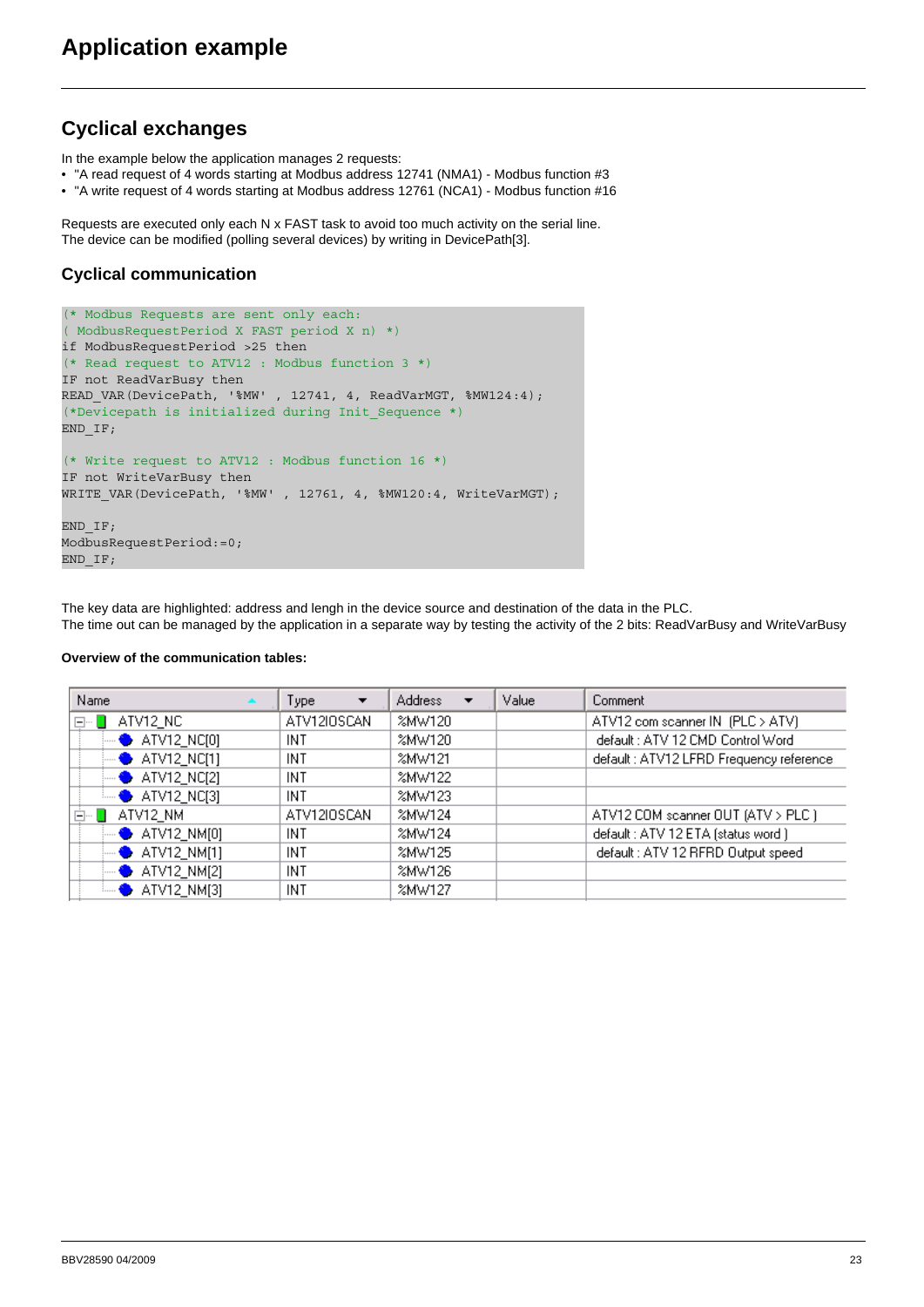# Application example

## Cyclical exchanges

In the example below the application manages 2 requests:

- "A read request of 4 words starting at Modbus address 12741 (NMA1) - Modbus function #3
- "A write request of 4 words starting at Modbus address 12761 (NCA1) - Modbus function #16

Requests are executed only each N x FAST task to avoid too much activity on the serial line.
The device can be modified (polling several devices) by writing in DevicePath[3].

### Cyclical communication

```
(* Modbus Requests are sent only each:
( ModbusRequestPeriod X FAST period X n) *)
if ModbusRequestPeriod >25 then
(* Read request to ATV12 : Modbus function 3 *)
IF not ReadVarBusy then
READ_VAR(DevicePath, '%MW' , 12741, 4, ReadVarMGT, %MW124:4);
(*Devicepath is initialized during Init_Sequence *)
END_IF;

(* Write request to ATV12 : Modbus function 16 *)
IF not WriteVarBusy then
WRITE_VAR(DevicePath, '%MW' , 12761, 4, %MW120:4, WriteVarMGT);

END_IF;
ModbusRequestPeriod:=0;
END_IF;
```

The key data are highlighted: address and lengh in the device source and destination of the data in the PLC.
The time out can be managed by the application in a separate way by testing the activity of the 2 bits: ReadVarBusy and WriteVarBusy

**Overview of the communication tables:**

| Name | Type | Address | Value | Comment |
|---|---|---|---|---|
| ATV12_NC | ATV12IOSCAN | %MW120 | | ATV12 com scanner IN (PLC > ATV) |
| ATV12_NC[0] | INT | %MW120 | | default : ATV 12 CMD Control Word |
| ATV12_NC[1] | INT | %MW121 | | default : ATV12 LFRD Frequency reference |
| ATV12_NC[2] | INT | %MW122 | | |
| ATV12_NC[3] | INT | %MW123 | | |
| ATV12_NM | ATV12IOSCAN | %MW124 | | ATV12 COM scanner OUT (ATV > PLC ) |
| ATV12_NM[0] | INT | %MW124 | | default : ATV 12 ETA (status word ) |
| ATV12_NM[1] | INT | %MW125 | | default : ATV 12 RFRD Output speed |
| ATV12_NM[2] | INT | %MW126 | | |
| ATV12_NM[3] | INT | %MW127 | | |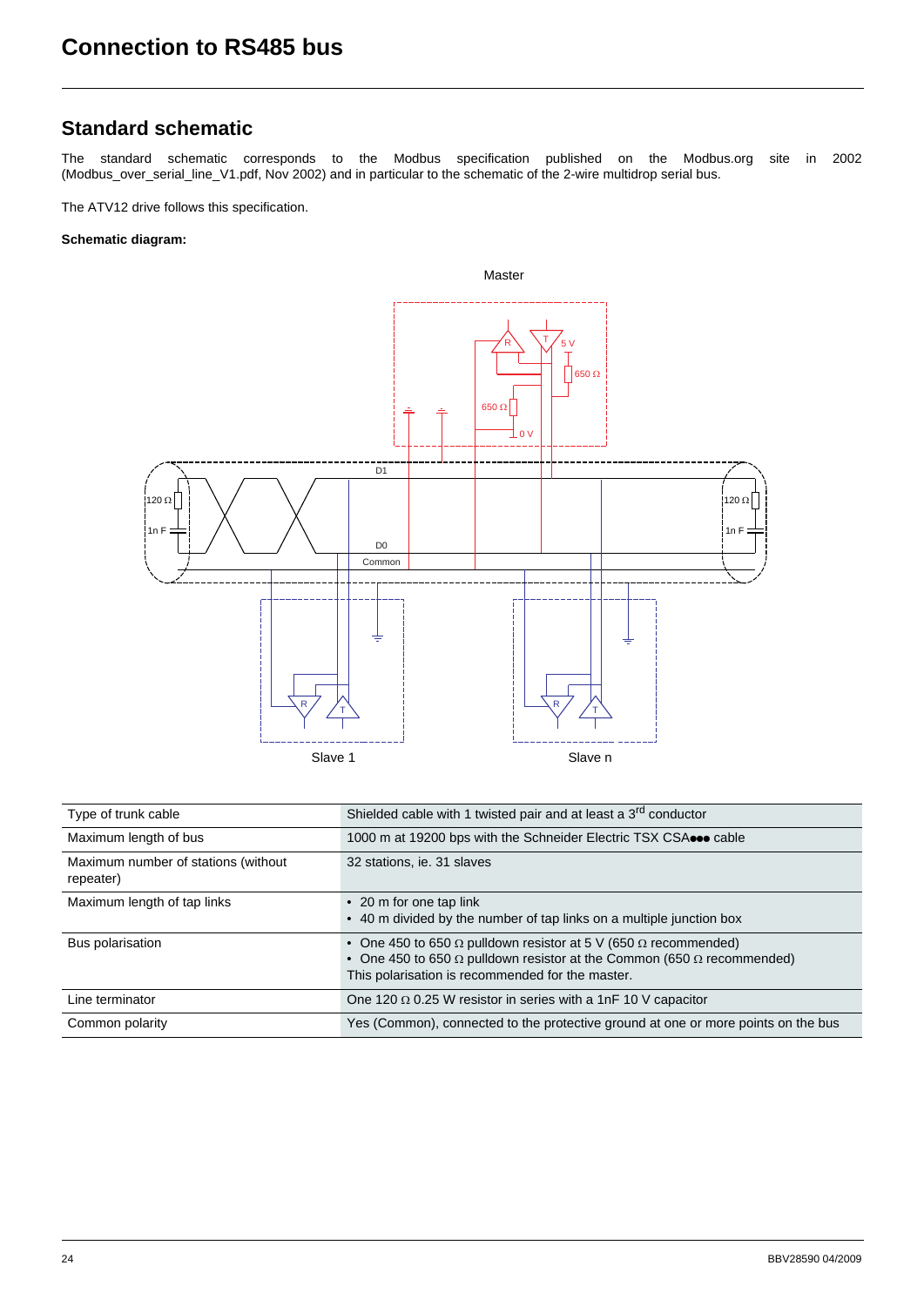# Connection to RS485 bus

## Standard schematic

The standard schematic corresponds to the Modbus specification published on the Modbus.org site in 2002 (Modbus_over_serial_line_V1.pdf, Nov 2002) and in particular to the schematic of the 2-wire multidrop serial bus.

The ATV12 drive follows this specification.

**Schematic diagram:**

| Type of trunk cable | Shielded cable with 1 twisted pair and at least a 3rd conductor |
| --- | --- |
| Maximum length of bus | 1000 m at 19200 bps with the Schneider Electric TSX CSA●●● cable |
| Maximum number of stations (without repeater) | 32 stations, ie. 31 slaves |
| Maximum length of tap links | • 20 m for one tap link<br>• 40 m divided by the number of tap links on a multiple junction box |
| Bus polarisation | • One 450 to 650 Ω pulldown resistor at 5 V (650 Ω recommended)<br>• One 450 to 650 Ω pulldown resistor at the Common (650 Ω recommended)<br>This polarisation is recommended for the master. |
| Line terminator | One 120 Ω 0.25 W resistor in series with a 1nF 10 V capacitor |
| Common polarity | Yes (Common), connected to the protective ground at one or more points on the bus |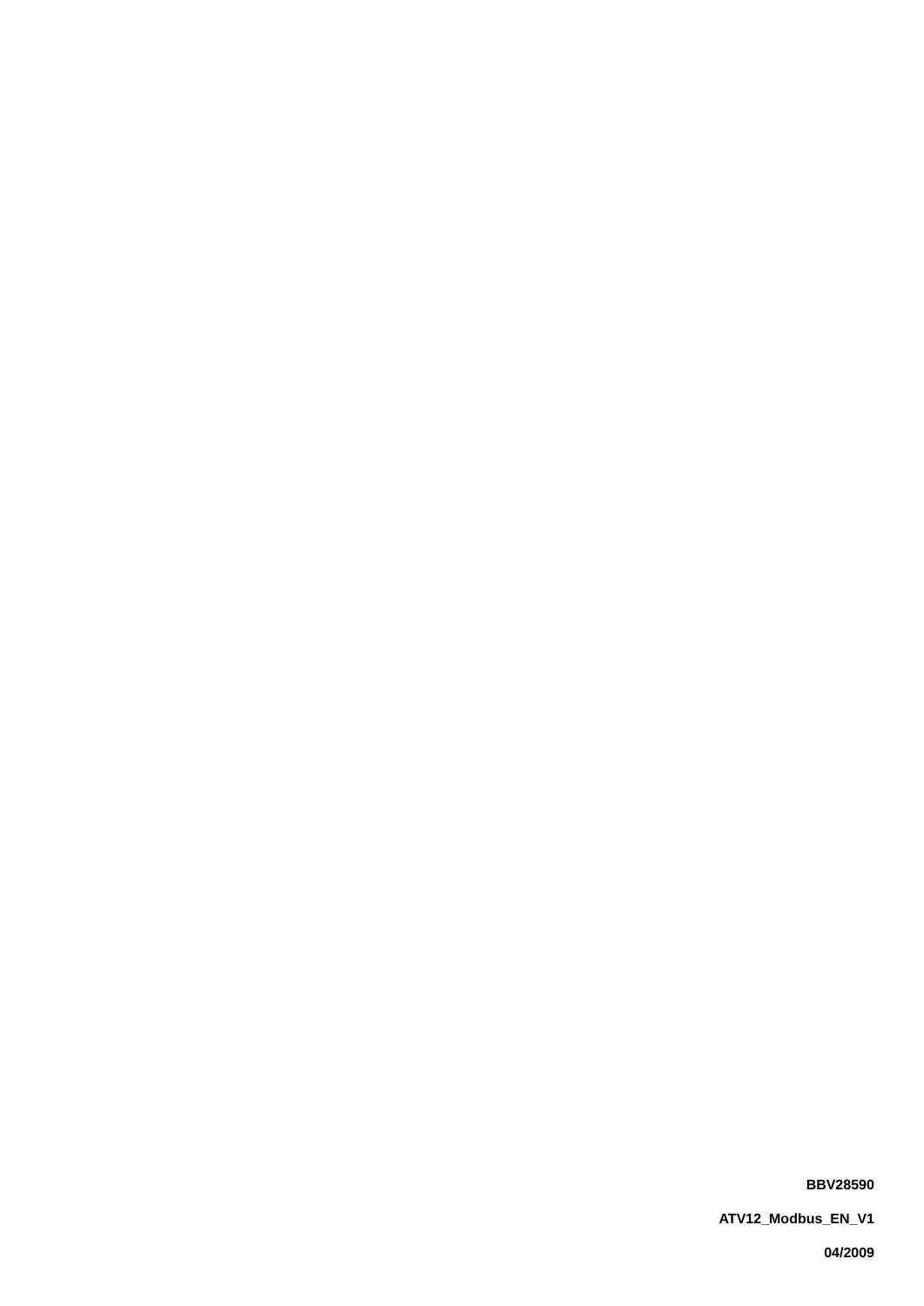**BBV28590**

**ATV12_Modbus_EN_V1**

**04/2009**